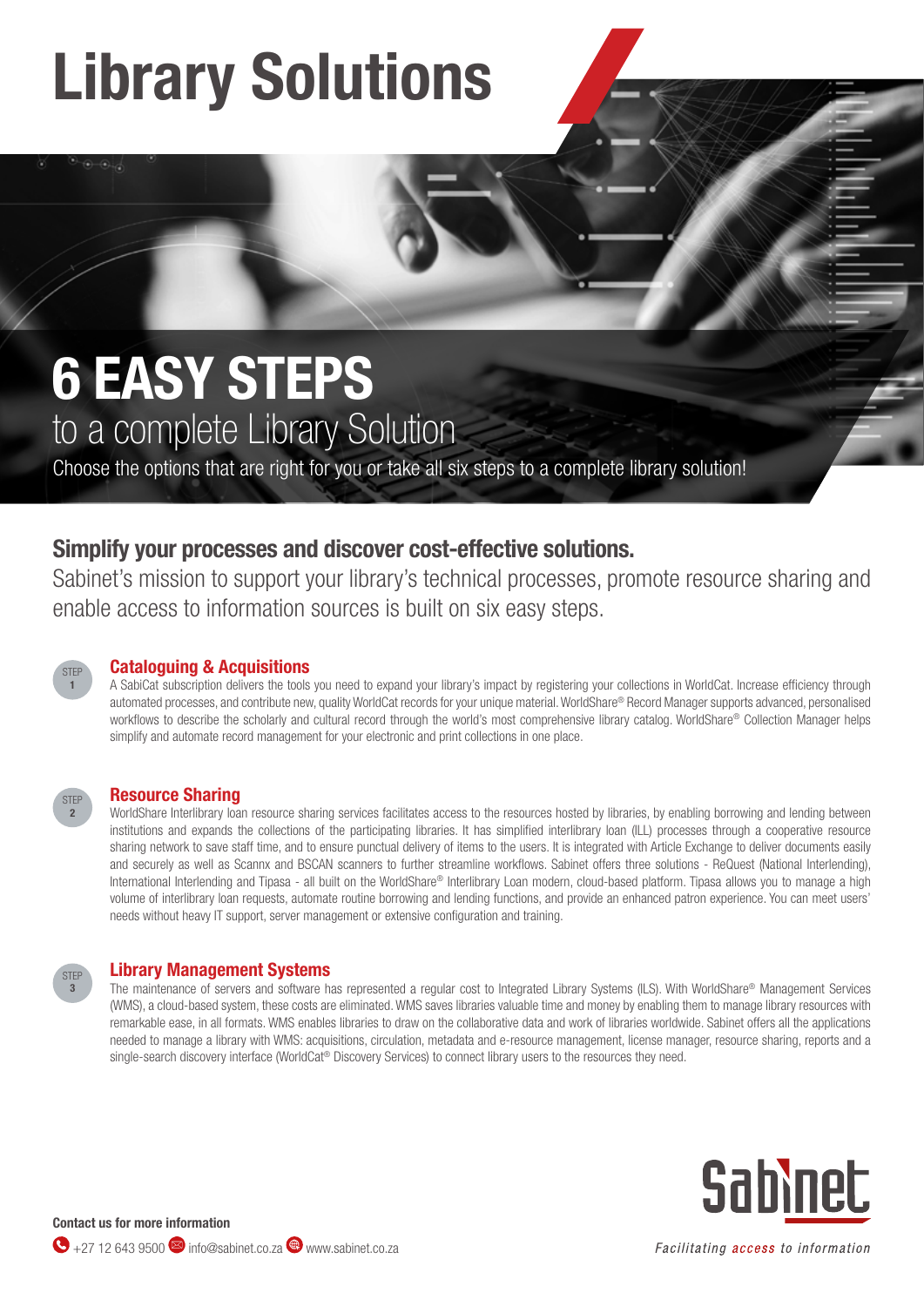# Library Solutions

## 6 EASY STEPS

to a complete Library Solution

Choose the options that are right for you or take all six steps to a complete library solution!

### Simplify your processes and discover cost-effective solutions.

Sabinet's mission to support your library's technical processes, promote resource sharing and enable access to information sources is built on six easy steps.

STEP 1

### Cataloguing & Acquisitions

A SabiCat subscription delivers the tools you need to expand your library's impact by registering your collections in WorldCat. Increase efficiency through automated processes, and contribute new, quality WorldCat records for your unique material. WorldShare® Record Manager supports advanced, personalised workflows to describe the scholarly and cultural record through the world's most comprehensive library catalog. WorldShare® Collection Manager helps simplify and automate record management for your electronic and print collections in one place.

STEP 2

### Resource Sharing

WorldShare Interlibrary loan resource sharing services facilitates access to the resources hosted by libraries, by enabling borrowing and lending between institutions and expands the collections of the participating libraries. It has simplified interlibrary loan (ILL) processes through a cooperative resource sharing network to save staff time, and to ensure punctual delivery of items to the users. It is integrated with Article Exchange to deliver documents easily and securely as well as Scannx and BSCAN scanners to further streamline workflows. Sabinet offers three solutions - ReQuest (National Interlending), International Interlending and Tipasa - all built on the WorldShare® Interlibrary Loan modern, cloud-based platform. Tipasa allows you to manage a high volume of interlibrary loan requests, automate routine borrowing and lending functions, and provide an enhanced patron experience. You can meet users' needs without heavy IT support, server management or extensive configuration and training.

STEP 3

### Library Management Systems

The maintenance of servers and software has represented a regular cost to Integrated Library Systems (ILS). With WorldShare® Management Services (WMS), a cloud-based system, these costs are eliminated. WMS saves libraries valuable time and money by enabling them to manage library resources with remarkable ease, in all formats. WMS enables libraries to draw on the collaborative data and work of libraries worldwide. Sabinet offers all the applications needed to manage a library with WMS: acquisitions, circulation, metadata and e-resource management, license manager, resource sharing, reports and a single-search discovery interface (WorldCat® Discovery Services) to connect library users to the resources they need.

**Contact us for more information**

+27 12 643 9500 info@sabinet.co.za www.sabinet.co.za

Sabinet

*Facilitating access to information*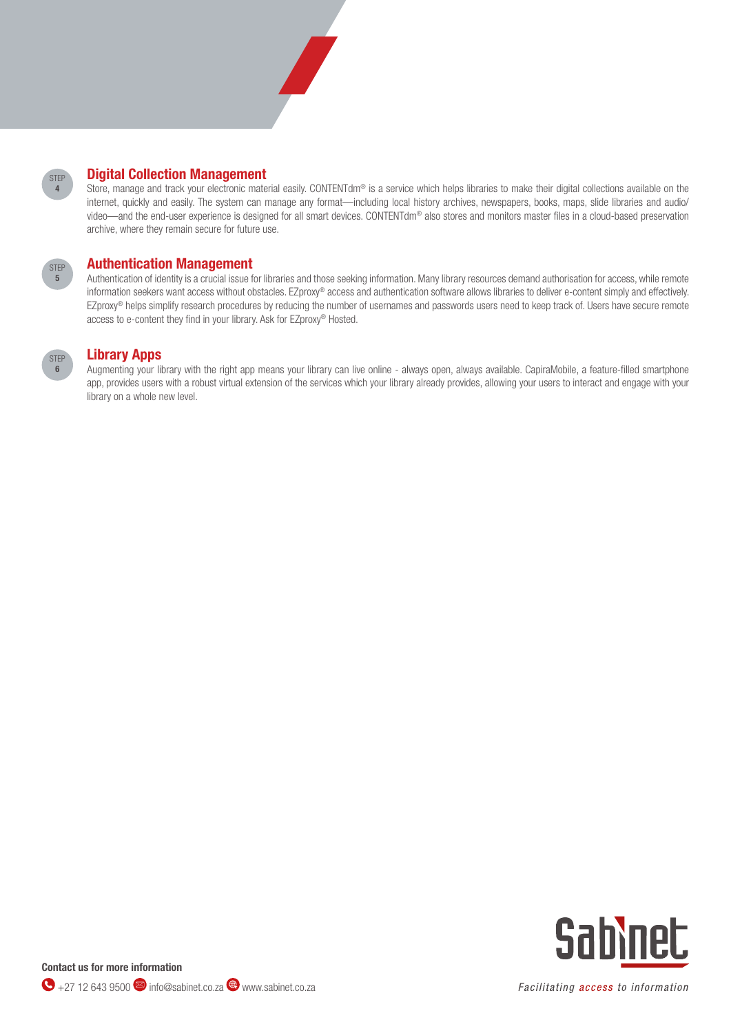STEP 4

## Digital Collection Management

Store, manage and track your electronic material easily. CONTENTdm® is a service which helps libraries to make their digital collections available on the internet, quickly and easily. The system can manage any format—including local history archives, newspapers, books, maps, slide libraries and audio/video—and the end-user experience is designed for all smart devices. CONTENTdm® also stores and monitors master files in a cloud-based preservation archive, where they remain secure for future use.

STEP 5

## Authentication Management

Authentication of identity is a crucial issue for libraries and those seeking information. Many library resources demand authorisation for access, while remote information seekers want access without obstacles. EZproxy® access and authentication software allows libraries to deliver e-content simply and effectively. EZproxy® helps simplify research procedures by reducing the number of usernames and passwords users need to keep track of. Users have secure remote access to e-content they find in your library. Ask for EZproxy® Hosted.

STEP 6

## Library Apps

Augmenting your library with the right app means your library can live online - always open, always available. CapiraMobile, a feature-filled smartphone app, provides users with a robust virtual extension of the services which your library already provides, allowing your users to interact and engage with your library on a whole new level.

**Contact us for more information**

+27 12 643 9500 info@sabinet.co.za www.sabinet.co.za

Sabinet

*Facilitating access to information*